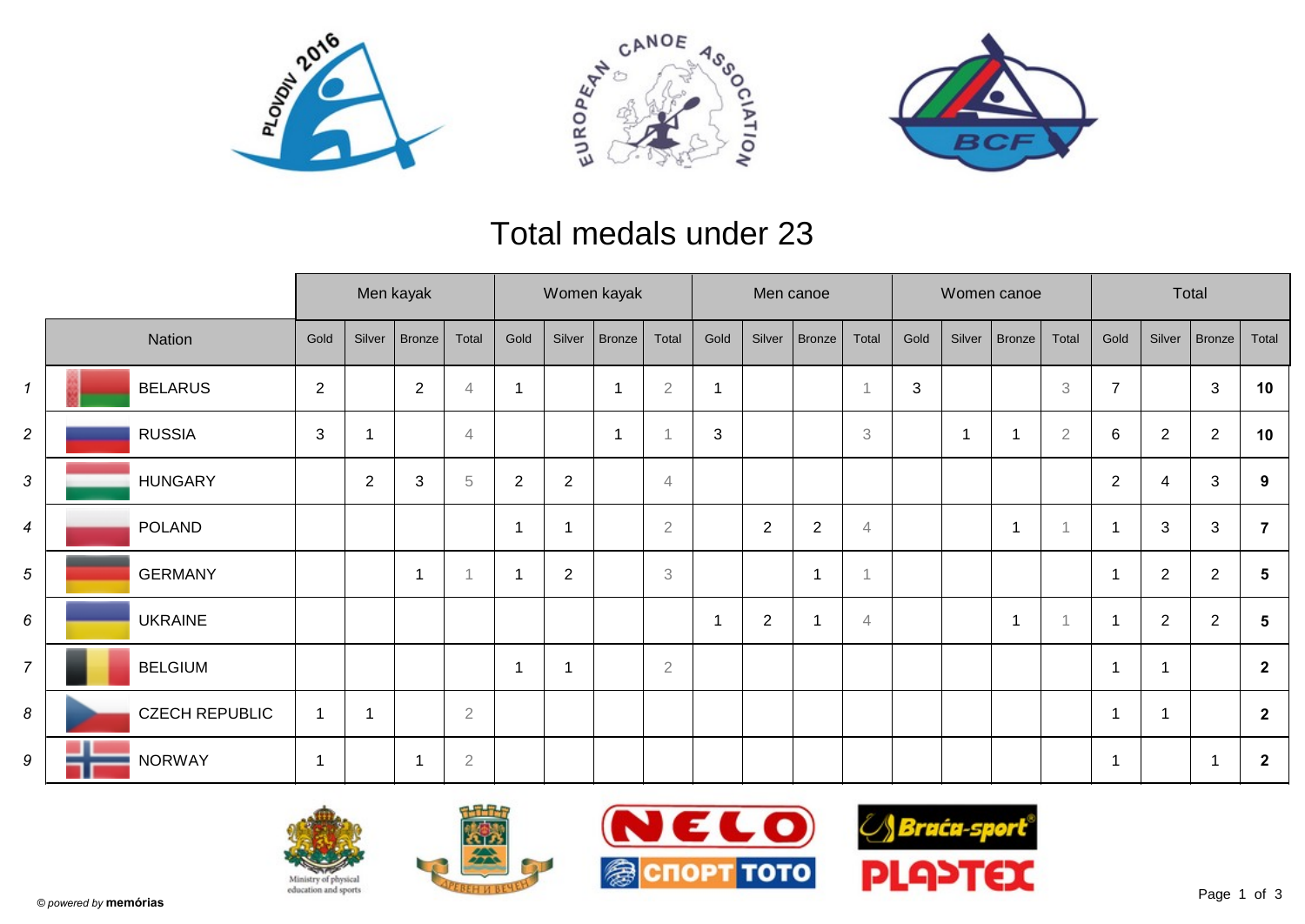# Total medals under 23

| | Nation | Men kayak | | | | Women kayak | | | | Men canoe | | | | Women canoe | | | | Total | | | |
|---|---|---|---|---|---|---|---|---|---|---|---|---|---|---|---|---|---|---|---|---|---|
| | | Gold | Silver | Bronze | Total | Gold | Silver | Bronze | Total | Gold | Silver | Bronze | Total | Gold | Silver | Bronze | Total | Gold | Silver | Bronze | Total |
| 1 | BELARUS | 2 | | 2 | 4 | 1 | | 1 | 2 | 1 | | | 1 | 3 | | | 3 | 7 | | 3 | **10** |
| 2 | RUSSIA | 3 | 1 | | 4 | | | 1 | 1 | 3 | | | 3 | | 1 | 1 | 2 | 6 | 2 | 2 | **10** |
| 3 | HUNGARY | | 2 | 3 | 5 | 2 | 2 | | 4 | | | | | | | | | 2 | 4 | 3 | **9** |
| 4 | POLAND | | | | | 1 | 1 | | 2 | | 2 | 2 | 4 | | | 1 | 1 | 1 | 3 | 3 | **7** |
| 5 | GERMANY | | | 1 | 1 | 1 | 2 | | 3 | | | 1 | 1 | | | | | 1 | 2 | 2 | **5** |
| 6 | UKRAINE | | | | | | | | | 1 | 2 | 1 | 4 | | | 1 | 1 | 1 | 2 | 2 | **5** |
| 7 | BELGIUM | | | | | 1 | 1 | | 2 | | | | | | | | | 1 | 1 | | **2** |
| 8 | CZECH REPUBLIC | 1 | 1 | | 2 | | | | | | | | | | | | | 1 | 1 | | **2** |
| 9 | NORWAY | 1 | | 1 | 2 | | | | | | | | | | | | | 1 | | 1 | **2** |

© *powered by* **memórias**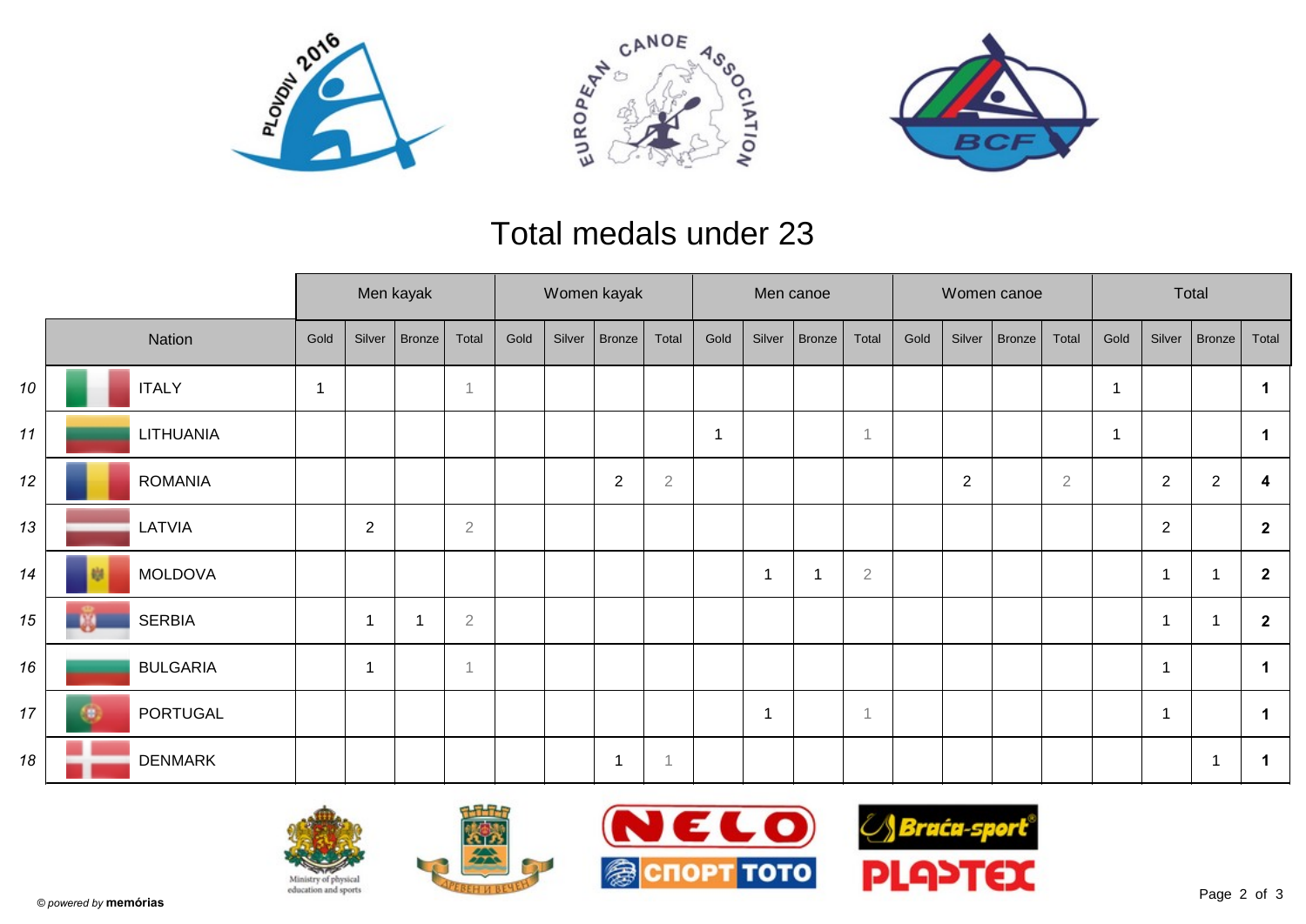# Total medals under 23

| | | Men kayak | | | | Women kayak | | | | Men canoe | | | | Women canoe | | | | Total | | | |
|---|---|---|---|---|---|---|---|---|---|---|---|---|---|---|---|---|---|---|---|---|---|
| | Nation | Gold | Silver | Bronze | Total | Gold | Silver | Bronze | Total | Gold | Silver | Bronze | Total | Gold | Silver | Bronze | Total | Gold | Silver | Bronze | Total |
| *10* | ITALY | 1 | | | 1 | | | | | | | | | | | | | 1 | | | **1** |
| *11* | LITHUANIA | | | | | | | | | 1 | | | 1 | | | | | 1 | | | **1** |
| *12* | ROMANIA | | | | | | | 2 | 2 | | | | | | 2 | | 2 | | 2 | 2 | **4** |
| *13* | LATVIA | | 2 | | 2 | | | | | | | | | | | | | | 2 | | **2** |
| *14* | MOLDOVA | | | | | | | | | | 1 | 1 | 2 | | | | | | 1 | 1 | **2** |
| *15* | SERBIA | | 1 | 1 | 2 | | | | | | | | | | | | | | 1 | 1 | **2** |
| *16* | BULGARIA | | 1 | | 1 | | | | | | | | | | | | | | 1 | | **1** |
| *17* | PORTUGAL | | | | | | | | | | 1 | | 1 | | | | | | 1 | | **1** |
| *18* | DENMARK | | | | | | | 1 | 1 | | | | | | | | | | | 1 | **1** |

© *powered by* **memórias**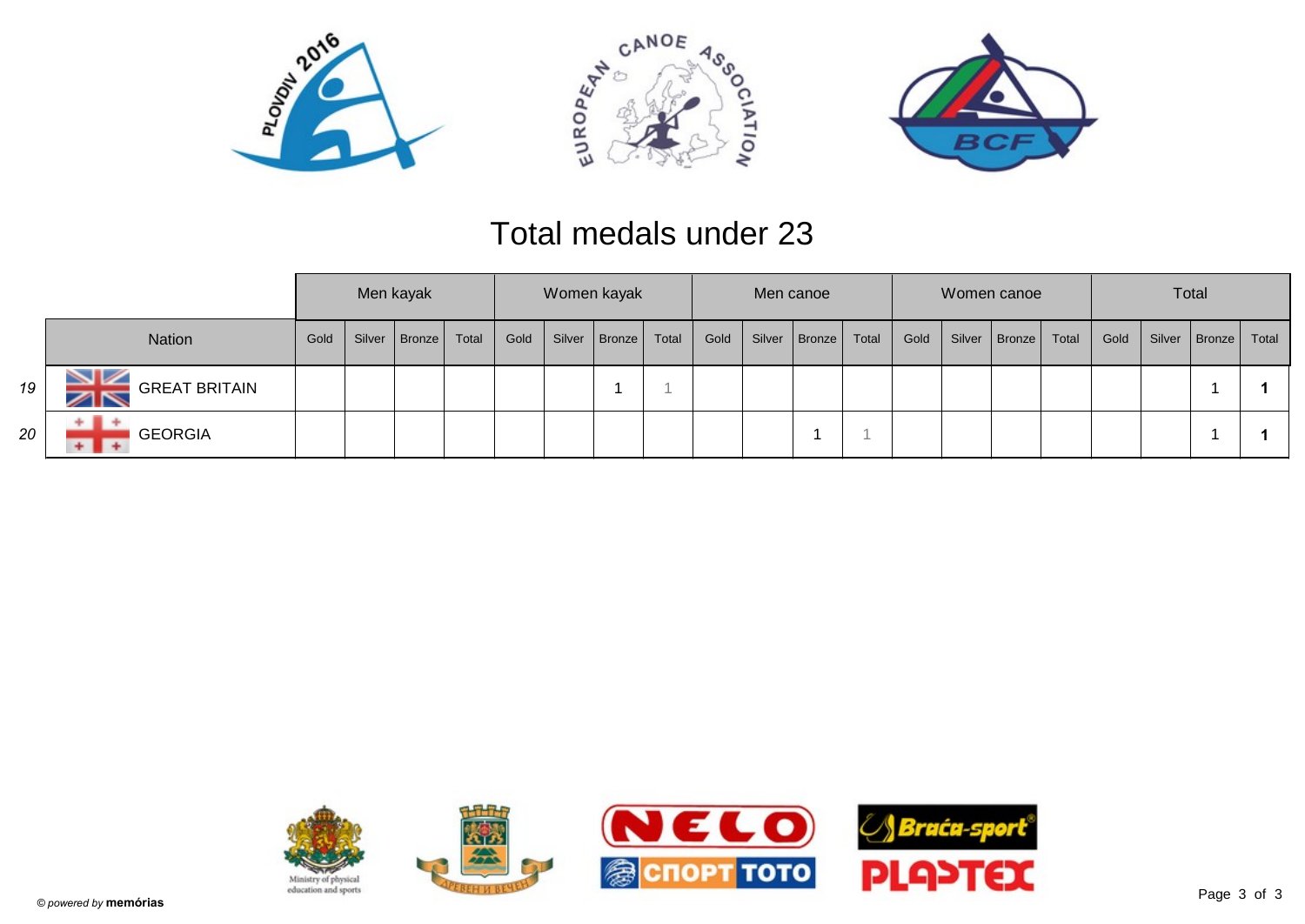# Total medals under 23

| | | Men kayak | | | | Women kayak | | | | Men canoe | | | | Women canoe | | | | Total | | | |
|---|---|---|---|---|---|---|---|---|---|---|---|---|---|---|---|---|---|---|---|---|---|
| | Nation | Gold | Silver | Bronze | Total | Gold | Silver | Bronze | Total | Gold | Silver | Bronze | Total | Gold | Silver | Bronze | Total | Gold | Silver | Bronze | Total |
| *19* | GREAT BRITAIN | | | | | | | 1 | 1 | | | | | | | | | | | 1 | **1** |
| *20* | GEORGIA | | | | | | | | | | | 1 | 1 | | | | | | | 1 | **1** |

*© powered by* **memórias**